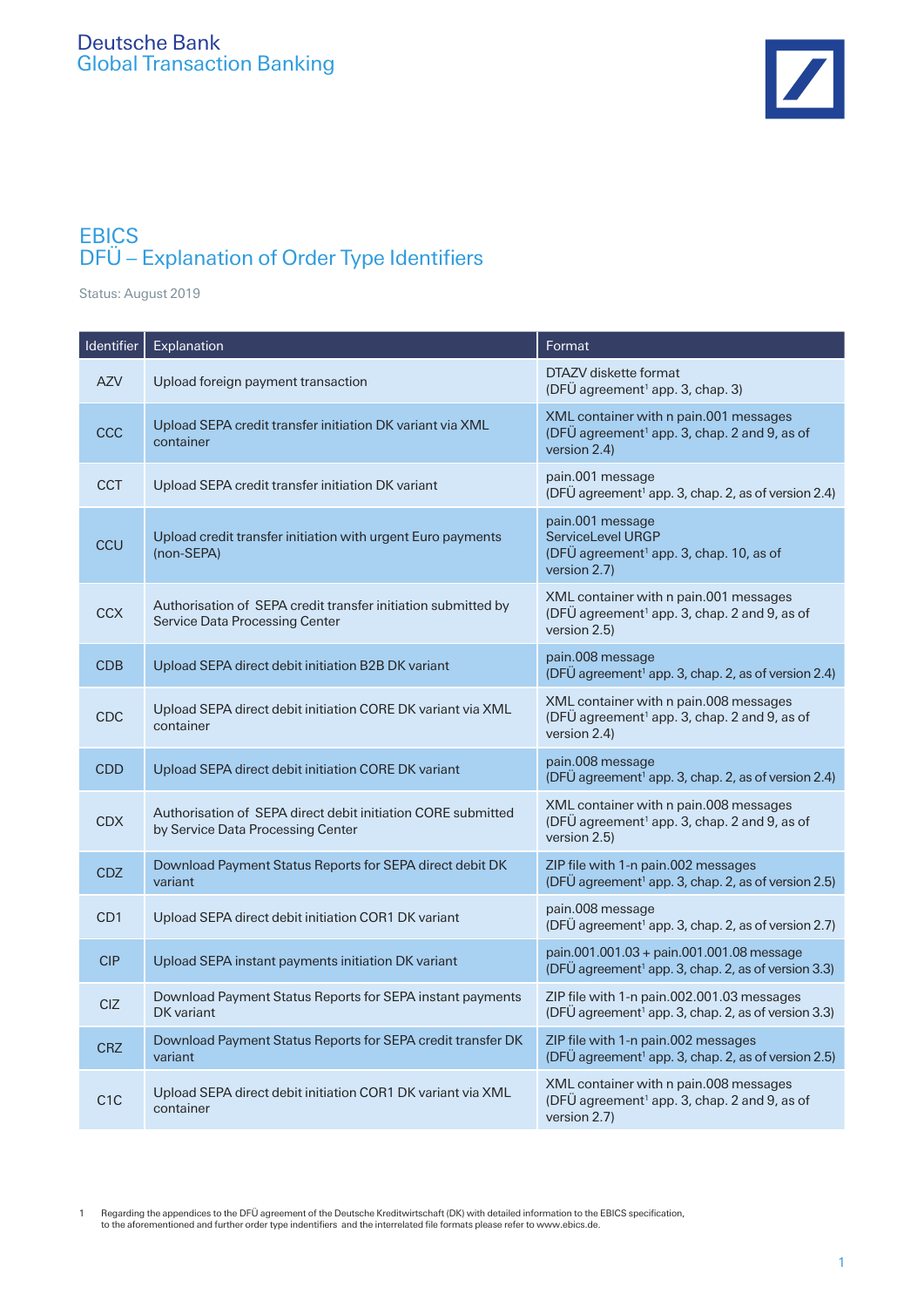Deutsche Bank
Global Transaction Banking

# EBICS
# DFÜ – Explanation of Order Type Identifiers

Status: August 2019

| Identifier | Explanation | Format |
|---|---|---|
| AZV | Upload foreign payment transaction | DTAZV diskette format (DFÜ agreement[1] app. 3, chap. 3) |
| CCC | Upload SEPA credit transfer initiation DK variant via XML container | XML container with n pain.001 messages (DFÜ agreement[1] app. 3, chap. 2 and 9, as of version 2.4) |
| CCT | Upload SEPA credit transfer initiation DK variant | pain.001 message (DFÜ agreement[1] app. 3, chap. 2, as of version 2.4) |
| CCU | Upload credit transfer initiation with urgent Euro payments (non-SEPA) | pain.001 message ServiceLevel URGP (DFÜ agreement[1] app. 3, chap. 10, as of version 2.7) |
| CCX | Authorisation of SEPA credit transfer initiation submitted by Service Data Processing Center | XML container with n pain.001 messages (DFÜ agreement[1] app. 3, chap. 2 and 9, as of version 2.5) |
| CDB | Upload SEPA direct debit initiation B2B DK variant | pain.008 message (DFÜ agreement[1] app. 3, chap. 2, as of version 2.4) |
| CDC | Upload SEPA direct debit initiation CORE DK variant via XML container | XML container with n pain.008 messages (DFÜ agreement[1] app. 3, chap. 2 and 9, as of version 2.4) |
| CDD | Upload SEPA direct debit initiation CORE DK variant | pain.008 message (DFÜ agreement[1] app. 3, chap. 2, as of version 2.4) |
| CDX | Authorisation of SEPA direct debit initiation CORE submitted by Service Data Processing Center | XML container with n pain.008 messages (DFÜ agreement[1] app. 3, chap. 2 and 9, as of version 2.5) |
| CDZ | Download Payment Status Reports for SEPA direct debit DK variant | ZIP file with 1-n pain.002 messages (DFÜ agreement[1] app. 3, chap. 2, as of version 2.5) |
| CD1 | Upload SEPA direct debit initiation COR1 DK variant | pain.008 message (DFÜ agreement[1] app. 3, chap. 2, as of version 2.7) |
| CIP | Upload SEPA instant payments initiation DK variant | pain.001.001.03 + pain.001.001.08 message (DFÜ agreement[1] app. 3, chap. 2, as of version 3.3) |
| CIZ | Download Payment Status Reports for SEPA instant payments DK variant | ZIP file with 1-n pain.002.001.03 messages (DFÜ agreement[1] app. 3, chap. 2, as of version 3.3) |
| CRZ | Download Payment Status Reports for SEPA credit transfer DK variant | ZIP file with 1-n pain.002 messages (DFÜ agreement[1] app. 3, chap. 2, as of version 2.5) |
| C1C | Upload SEPA direct debit initiation COR1 DK variant via XML container | XML container with n pain.008 messages (DFÜ agreement[1] app. 3, chap. 2 and 9, as of version 2.7) |

1 Regarding the appendices to the DFÜ agreement of the Deutsche Kreditwirtschaft (DK) with detailed information to the EBICS specification, to the aforementioned and further order type indentifiers and the interrelated file formats please refer to www.ebics.de.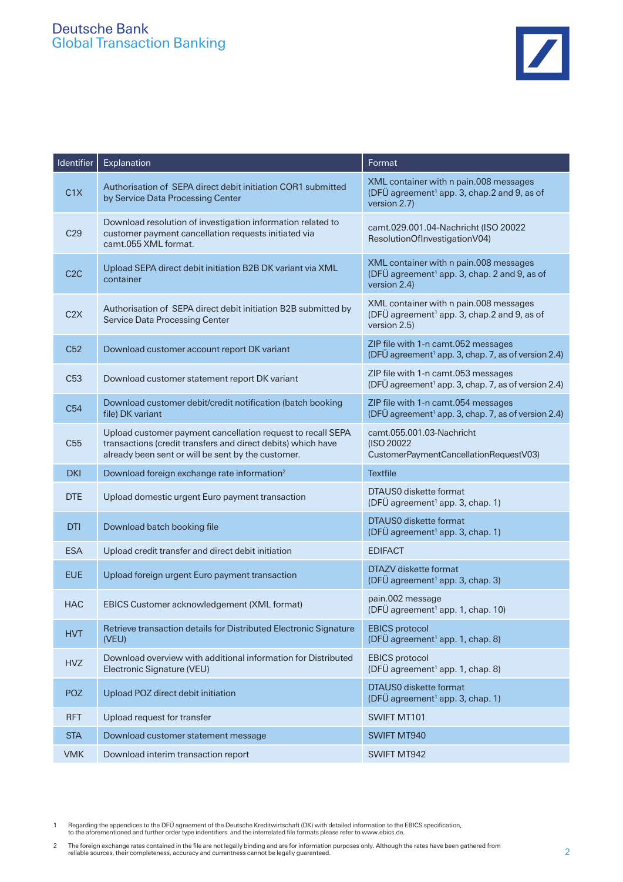| Identifier | Explanation | Format |
|---|---|---|
| C1X | Authorisation of SEPA direct debit initiation COR1 submitted by Service Data Processing Center | XML container with n pain.008 messages (DFÜ agreement[1] app. 3, chap.2 and 9, as of version 2.7) |
| C29 | Download resolution of investigation information related to customer payment cancellation requests initiated via camt.055 XML format. | camt.029.001.04-Nachricht (ISO 20022 ResolutionOfInvestigationV04) |
| C2C | Upload SEPA direct debit initiation B2B DK variant via XML container | XML container with n pain.008 messages (DFÜ agreement[1] app. 3, chap. 2 and 9, as of version 2.4) |
| C2X | Authorisation of SEPA direct debit initiation B2B submitted by Service Data Processing Center | XML container with n pain.008 messages (DFÜ agreement[1] app. 3, chap.2 and 9, as of version 2.5) |
| C52 | Download customer account report DK variant | ZIP file with 1-n camt.052 messages (DFÜ agreement[1] app. 3, chap. 7, as of version 2.4) |
| C53 | Download customer statement report DK variant | ZIP file with 1-n camt.053 messages (DFÜ agreement[1] app. 3, chap. 7, as of version 2.4) |
| C54 | Download customer debit/credit notification (batch booking file) DK variant | ZIP file with 1-n camt.054 messages (DFÜ agreement[1] app. 3, chap. 7, as of version 2.4) |
| C55 | Upload customer payment cancellation request to recall SEPA transactions (credit transfers and direct debits) which have already been sent or will be sent by the customer. | camt.055.001.03-Nachricht (ISO 20022 CustomerPaymentCancellationRequestV03) |
| DKI | Download foreign exchange rate information[2] | Textfile |
| DTE | Upload domestic urgent Euro payment transaction | DTAUS0 diskette format (DFÜ agreement[1] app. 3, chap. 1) |
| DTI | Download batch booking file | DTAUS0 diskette format (DFÜ agreement[1] app. 3, chap. 1) |
| ESA | Upload credit transfer and direct debit initiation | EDIFACT |
| EUE | Upload foreign urgent Euro payment transaction | DTAZV diskette format (DFÜ agreement[1] app. 3, chap. 3) |
| HAC | EBICS Customer acknowledgement (XML format) | pain.002 message (DFÜ agreement[1] app. 1, chap. 10) |
| HVT | Retrieve transaction details for Distributed Electronic Signature (VEU) | EBICS protocol (DFÜ agreement[1] app. 1, chap. 8) |
| HVZ | Download overview with additional information for Distributed Electronic Signature (VEU) | EBICS protocol (DFÜ agreement[1] app. 1, chap. 8) |
| POZ | Upload POZ direct debit initiation | DTAUS0 diskette format (DFÜ agreement[1] app. 3, chap. 1) |
| RFT | Upload request for transfer | SWIFT MT101 |
| STA | Download customer statement message | SWIFT MT940 |
| VMK | Download interim transaction report | SWIFT MT942 |

1 Regarding the appendices to the DFÜ agreement of the Deutsche Kreditwirtschaft (DK) with detailed information to the EBICS specification, to the aforementioned and further order type indentifiers and the interrelated file formats please refer to www.ebics.de.

2 The foreign exchange rates contained in the file are not legally binding and are for information purposes only. Although the rates have been gathered from reliable sources, their completeness, accuracy and currentness cannot be legally guaranteed.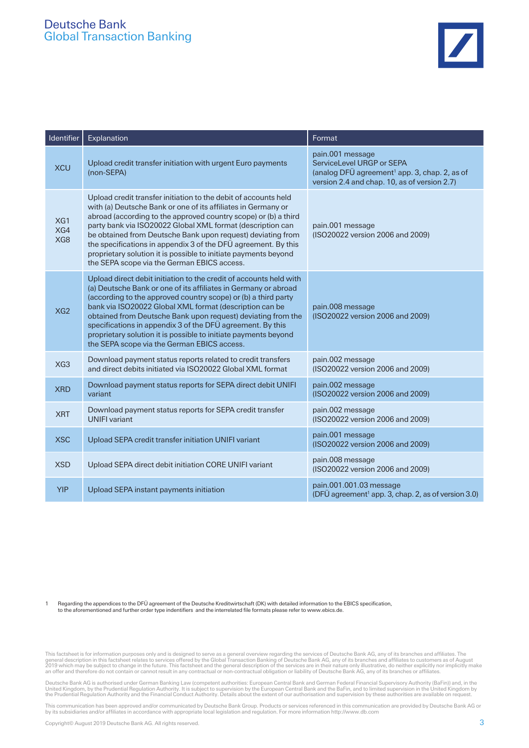| Identifier | Explanation | Format |
|---|---|---|
| XCU | Upload credit transfer initiation with urgent Euro payments (non-SEPA) | pain.001 message ServiceLevel URGP or SEPA (analog DFÜ agreement[1] app. 3, chap. 2, as of version 2.4 and chap. 10, as of version 2.7) |
| XG1 XG4 XG8 | Upload credit transfer initiation to the debit of accounts held with (a) Deutsche Bank or one of its affiliates in Germany or abroad (according to the approved country scope) or (b) a third party bank via ISO20022 Global XML format (description can be obtained from Deutsche Bank upon request) deviating from the specifications in appendix 3 of the DFÜ agreement. By this proprietary solution it is possible to initiate payments beyond the SEPA scope via the German EBICS access. | pain.001 message (ISO20022 version 2006 and 2009) |
| XG2 | Upload direct debit initiation to the credit of accounts held with (a) Deutsche Bank or one of its affiliates in Germany or abroad (according to the approved country scope) or (b) a third party bank via ISO20022 Global XML format (description can be obtained from Deutsche Bank upon request) deviating from the specifications in appendix 3 of the DFÜ agreement. By this proprietary solution it is possible to initiate payments beyond the SEPA scope via the German EBICS access. | pain.008 message (ISO20022 version 2006 and 2009) |
| XG3 | Download payment status reports related to credit transfers and direct debits initiated via ISO20022 Global XML format | pain.002 message (ISO20022 version 2006 and 2009) |
| XRD | Download payment status reports for SEPA direct debit UNIFI variant | pain.002 message (ISO20022 version 2006 and 2009) |
| XRT | Download payment status reports for SEPA credit transfer UNIFI variant | pain.002 message (ISO20022 version 2006 and 2009) |
| XSC | Upload SEPA credit transfer initiation UNIFI variant | pain.001 message (ISO20022 version 2006 and 2009) |
| XSD | Upload SEPA direct debit initiation CORE UNIFI variant | pain.008 message (ISO20022 version 2006 and 2009) |
| YIP | Upload SEPA instant payments initiation | pain.001.001.03 message (DFÜ agreement[1] app. 3, chap. 2, as of version 3.0) |

1 Regarding the appendices to the DFÜ agreement of the Deutsche Kreditwirtschaft (DK) with detailed information to the EBICS specification, to the aforementioned and further order type indentifiers and the interrelated file formats please refer to www.ebics.de.

This factsheet is for information purposes only and is designed to serve as a general overview regarding the services of Deutsche Bank AG, any of its branches and affiliates. The general description in this factsheet relates to services offered by the Global Transaction Banking of Deutsche Bank AG, any of its branches and affiliates to customers as of August 2019 which may be subject to change in the future. This factsheet and the general description of the services are in their nature only illustrative, do neither explicitly nor implicitly make an offer and therefore do not contain or cannot result in any contractual or non-contractual obligation or liability of Deutsche Bank AG, any of its branches or affiliates.

Deutsche Bank AG is authorised under German Banking Law (competent authorities: European Central Bank and German Federal Financial Supervisory Authority (BaFin)) and, in the United Kingdom, by the Prudential Regulation Authority. It is subject to supervision by the European Central Bank and the BaFin, and to limited supervision in the United Kingdom by the Prudential Regulation Authority and the Financial Conduct Authority. Details about the extent of our authorisation and supervision by these authorities are available on request.

This communication has been approved and/or communicated by Deutsche Bank Group. Products or services referenced in this communication are provided by Deutsche Bank AG or by its subsidiaries and/or affiliates in accordance with appropriate local legislation and regulation. For more information http://www.db.com

Copyright© August 2019 Deutsche Bank AG. All rights reserved.